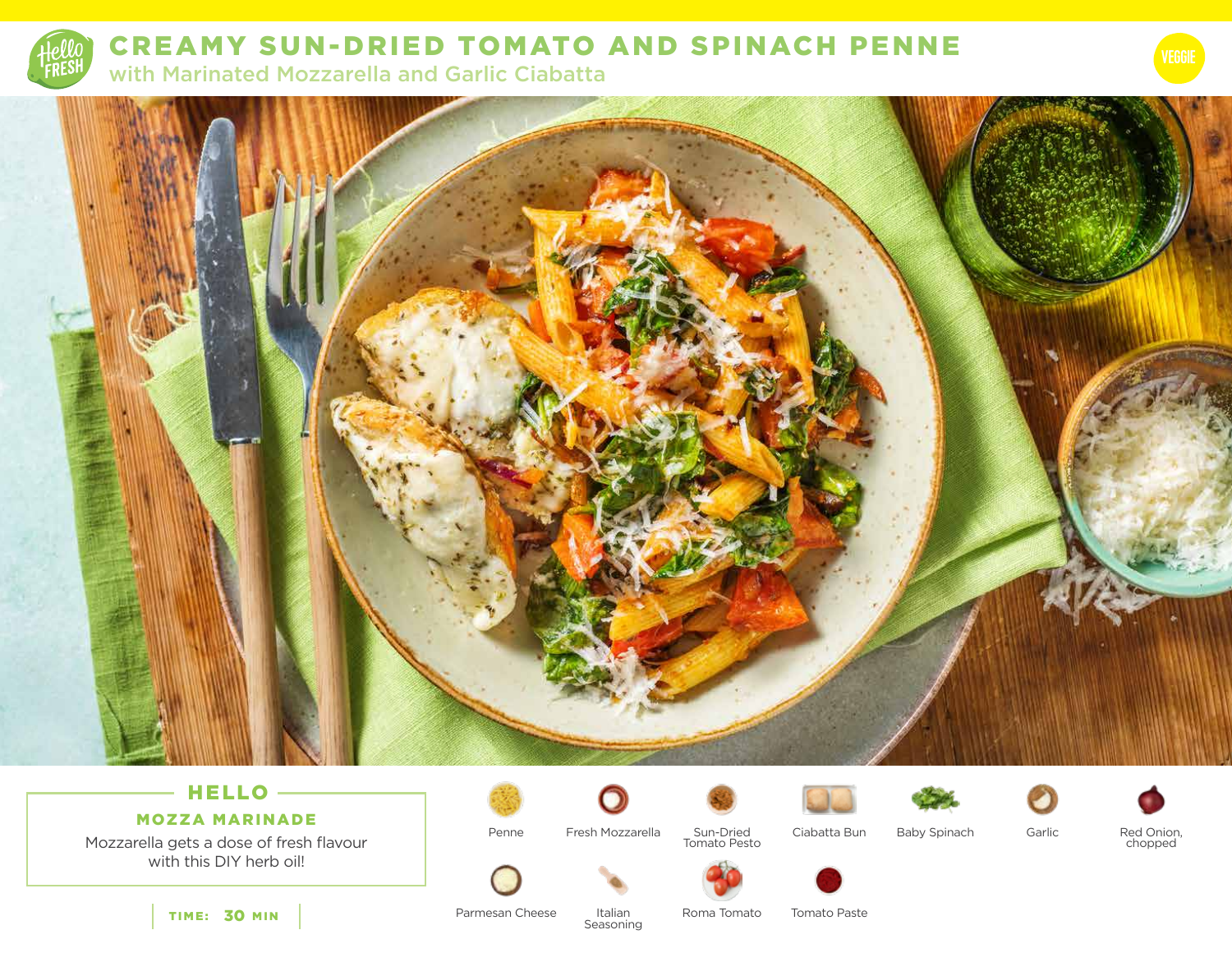# CREAMY SUN-DRIED TOMATO AND SPINACH PENNE

## with Marinated Mozzarella and Garlic Ciabatta

VEGGIE

### HELLO

**MOZZA MARINADE**

Mozzarella gets a dose of fresh flavour with this DIY herb oil!

**TIME: 30 MIN**

- Penne
- Fresh Mozzarella
- Sun-Dried Tomato Pesto
- Ciabatta Bun
- Baby Spinach
- Garlic
- Red Onion, chopped
- Parmesan Cheese
- Italian Seasoning
- Roma Tomato
- Tomato Paste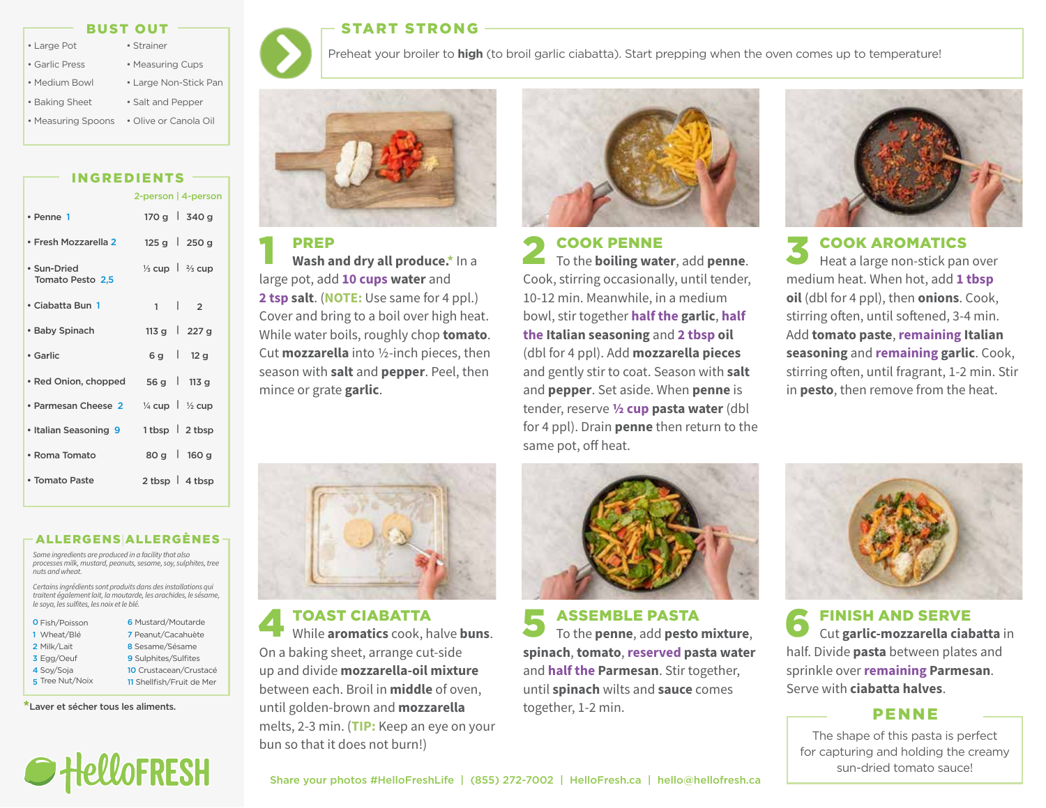## BUST OUT

- Large Pot
- Garlic Press
- Medium Bowl
- Baking Sheet
- Measuring Spoons
- Strainer
- Measuring Cups
- Large Non-Stick Pan
- Salt and Pepper
- Olive or Canola Oil

## INGREDIENTS

| | 2-person | 4-person |
|---|---|---|
| Penne 1 | 170 g | 340 g |
| Fresh Mozzarella 2 | 125 g | 250 g |
| Sun-Dried Tomato Pesto 2,5 | ⅓ cup | ⅔ cup |
| Ciabatta Bun 1 | 1 | 2 |
| Baby Spinach | 113 g | 227 g |
| Garlic | 6 g | 12 g |
| Red Onion, chopped | 56 g | 113 g |
| Parmesan Cheese 2 | ¼ cup | ½ cup |
| Italian Seasoning 9 | 1 tbsp | 2 tbsp |
| Roma Tomato | 80 g | 160 g |
| Tomato Paste | 2 tbsp | 4 tbsp |

## ALLERGENS | ALLERGÈNES

*Some ingredients are produced in a facility that also processes milk, mustard, peanuts, sesame, soy, sulphites, tree nuts and wheat.*

*Certains ingrédients sont produits dans des installations qui traitent également lait, la moutarde, les arachides, le sésame, le soya, les sulfites, les noix et le blé.*

- 0 Fish/Poisson
- 1 Wheat/Blé
- 2 Milk/Lait
- 3 Egg/Oeuf
- 4 Soy/Soja
- 5 Tree Nut/Noix
- 6 Mustard/Moutarde
- 7 Peanut/Cacahuète
- 8 Sesame/Sésame
- 9 Sulphites/Sulfites
- 10 Crustacean/Crustacé
- 11 Shellfish/Fruit de Mer

*Laver et sécher tous les aliments.

HelloFRESH

## START STRONG

Preheat your broiler to **high** (to broil garlic ciabatta). Start prepping when the oven comes up to temperature!

## 1 PREP

**Wash and dry all produce.*** In a large pot, add **10 cups water** and **2 tsp salt**. (**NOTE:** Use same for 4 ppl.) Cover and bring to a boil over high heat. While water boils, roughly chop **tomato**. Cut **mozzarella** into ½-inch pieces, then season with **salt** and **pepper**. Peel, then mince or grate **garlic**.

## 2 COOK PENNE

To the **boiling water**, add **penne**. Cook, stirring occasionally, until tender, 10-12 min. Meanwhile, in a medium bowl, stir together **half the garlic**, **half the Italian seasoning** and **2 tbsp oil** (dbl for 4 ppl). Add **mozzarella pieces** and gently stir to coat. Season with **salt** and **pepper**. Set aside. When **penne** is tender, reserve **½ cup pasta water** (dbl for 4 ppl). Drain **penne** then return to the same pot, off heat.

## 3 COOK AROMATICS

Heat a large non-stick pan over medium heat. When hot, add **1 tbsp oil** (dbl for 4 ppl), then **onions**. Cook, stirring often, until softened, 3-4 min. Add **tomato paste**, **remaining Italian seasoning** and **remaining garlic**. Cook, stirring often, until fragrant, 1-2 min. Stir in **pesto**, then remove from the heat.

## 4 TOAST CIABATTA

While **aromatics** cook, halve **buns**. On a baking sheet, arrange cut-side up and divide **mozzarella-oil mixture** between each. Broil in **middle** of oven, until golden-brown and **mozzarella** melts, 2-3 min. (**TIP:** Keep an eye on your bun so that it does not burn!)

## 5 ASSEMBLE PASTA

To the **penne**, add **pesto mixture**, **spinach**, **tomato**, **reserved pasta water** and **half the Parmesan**. Stir together, until **spinach** wilts and **sauce** comes together, 1-2 min.

## 6 FINISH AND SERVE

Cut **garlic-mozzarella ciabatta** in half. Divide **pasta** between plates and sprinkle over **remaining Parmesan**. Serve with **ciabatta halves**.

## PENNE

The shape of this pasta is perfect for capturing and holding the creamy sun-dried tomato sauce!

Share your photos #HelloFreshLife | (855) 272-7002 | HelloFresh.ca | hello@hellofresh.ca